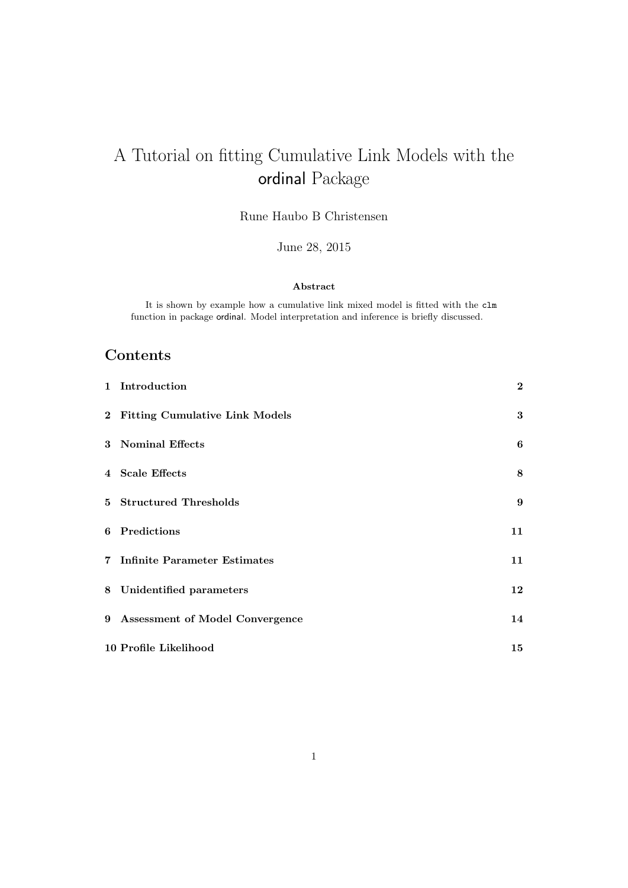# A Tutorial on fitting Cumulative Link Models with the ordinal Package

Rune Haubo B Christensen

June 28, 2015

**Abstract**

It is shown by example how a cumulative link mixed model is fitted with the `clm` function in package ordinal. Model interpretation and inference is briefly discussed.

## Contents

| | |
|---|---|
| **1 Introduction** | **2** |
| **2 Fitting Cumulative Link Models** | **3** |
| **3 Nominal Effects** | **6** |
| **4 Scale Effects** | **8** |
| **5 Structured Thresholds** | **9** |
| **6 Predictions** | **11** |
| **7 Infinite Parameter Estimates** | **11** |
| **8 Unidentified parameters** | **12** |
| **9 Assessment of Model Convergence** | **14** |
| **10 Profile Likelihood** | **15** |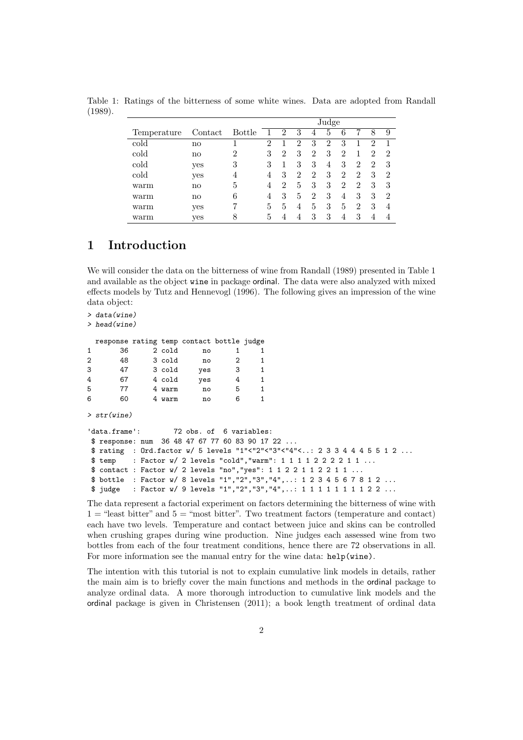Table 1: Ratings of the bitterness of some white wines. Data are adopted from Randall (1989).

| | | | Judge | | | | | | | | |
|---|---|---|---|---|---|---|---|---|---|---|---|
| Temperature | Contact | Bottle | 1 | 2 | 3 | 4 | 5 | 6 | 7 | 8 | 9 |
| cold | no | 1 | 2 | 1 | 2 | 3 | 2 | 3 | 1 | 2 | 1 |
| cold | no | 2 | 3 | 2 | 3 | 2 | 3 | 2 | 1 | 2 | 2 |
| cold | yes | 3 | 3 | 1 | 3 | 3 | 4 | 3 | 2 | 2 | 3 |
| cold | yes | 4 | 4 | 3 | 2 | 2 | 3 | 2 | 2 | 3 | 2 |
| warm | no | 5 | 4 | 2 | 5 | 3 | 3 | 2 | 2 | 3 | 3 |
| warm | no | 6 | 4 | 3 | 5 | 2 | 3 | 4 | 3 | 3 | 2 |
| warm | yes | 7 | 5 | 5 | 4 | 5 | 3 | 5 | 2 | 3 | 4 |
| warm | yes | 8 | 5 | 4 | 4 | 3 | 3 | 4 | 3 | 4 | 4 |

# 1 Introduction

We will consider the data on the bitterness of wine from Randall (1989) presented in Table 1 and available as the object `wine` in package ordinal. The data were also analyzed with mixed effects models by Tutz and Hennevogl (1996). The following gives an impression of the wine data object:

```
> data(wine)
> head(wine)

  response rating temp contact bottle judge
1       36      2 cold      no      1     1
2       48      3 cold      no      2     1
3       47      3 cold     yes      3     1
4       67      4 cold     yes      4     1
5       77      4 warm      no      5     1
6       60      4 warm      no      6     1

> str(wine)

'data.frame':        72 obs. of  6 variables:
 $ response: num  36 48 47 67 77 60 83 90 17 22 ...
 $ rating  : Ord.factor w/ 5 levels "1"<"2"<"3"<"4"<..: 2 3 3 4 4 4 5 5 1 2 ...
 $ temp    : Factor w/ 2 levels "cold","warm": 1 1 1 1 2 2 2 2 1 1 ...
 $ contact : Factor w/ 2 levels "no","yes": 1 1 2 2 1 1 2 2 1 1 ...
 $ bottle  : Factor w/ 8 levels "1","2","3","4",..: 1 2 3 4 5 6 7 8 1 2 ...
 $ judge   : Factor w/ 9 levels "1","2","3","4",..: 1 1 1 1 1 1 1 1 2 2 ...
```

The data represent a factorial experiment on factors determining the bitterness of wine with 1 = "least bitter" and 5 = "most bitter". Two treatment factors (temperature and contact) each have two levels. Temperature and contact between juice and skins can be controlled when crushing grapes during wine production. Nine judges each assessed wine from two bottles from each of the four treatment conditions, hence there are 72 observations in all. For more information see the manual entry for the wine data: `help(wine)`.

The intention with this tutorial is not to explain cumulative link models in details, rather the main aim is to briefly cover the main functions and methods in the ordinal package to analyze ordinal data. A more thorough introduction to cumulative link models and the ordinal package is given in Christensen (2011); a book length treatment of ordinal data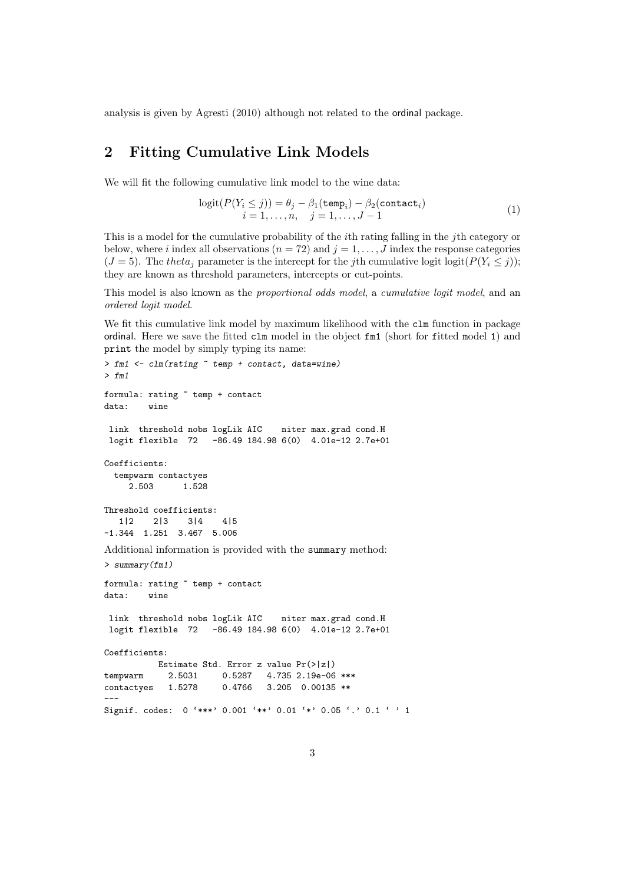analysis is given by Agresti (2010) although not related to the ordinal package.

## 2 Fitting Cumulative Link Models

We will fit the following cumulative link model to the wine data:

$$
\begin{array}{c}
\text{logit}(P(Y_i \leq j)) = \theta_j - \beta_1(\texttt{temp}_i) - \beta_2(\texttt{contact}_i) \\
i = 1, \ldots, n, \quad j = 1, \ldots, J - 1
\end{array}
\tag{1}
$$

This is a model for the cumulative probability of the $i$th rating falling in the $j$th category or below, where $i$ index all observations ($n = 72$) and $j = 1, \ldots, J$ index the response categories ($J = 5$). The $theta_j$ parameter is the intercept for the $j$th cumulative logit $\text{logit}(P(Y_i \leq j))$; they are known as threshold parameters, intercepts or cut-points.

This model is also known as the *proportional odds model*, a *cumulative logit model*, and an *ordered logit model*.

We fit this cumulative link model by maximum likelihood with the `clm` function in package ordinal. Here we save the fitted `clm` model in the object `fm1` (short for fitted model 1) and `print` the model by simply typing its name:

```
> fm1 <- clm(rating ~ temp + contact, data=wine)
> fm1

formula: rating ~ temp + contact
data:    wine

 link  threshold nobs logLik AIC    niter max.grad cond.H
 logit flexible  72   -86.49 184.98 6(0)  4.01e-12 2.7e+01

Coefficients:
  tempwarm contactyes
     2.503      1.528

Threshold coefficients:
   1|2    2|3    3|4    4|5
-1.344  1.251  3.467  5.006
```

Additional information is provided with the `summary` method:

```
> summary(fm1)

formula: rating ~ temp + contact
data:    wine

 link  threshold nobs logLik AIC    niter max.grad cond.H
 logit flexible  72   -86.49 184.98 6(0)  4.01e-12 2.7e+01

Coefficients:
           Estimate Std. Error z value Pr(>|z|)
tempwarm     2.5031     0.5287   4.735 2.19e-06 ***
contactyes   1.5278     0.4766   3.205  0.00135 **
---
Signif. codes:  0 '***' 0.001 '**' 0.01 '*' 0.05 '.' 0.1 ' ' 1
```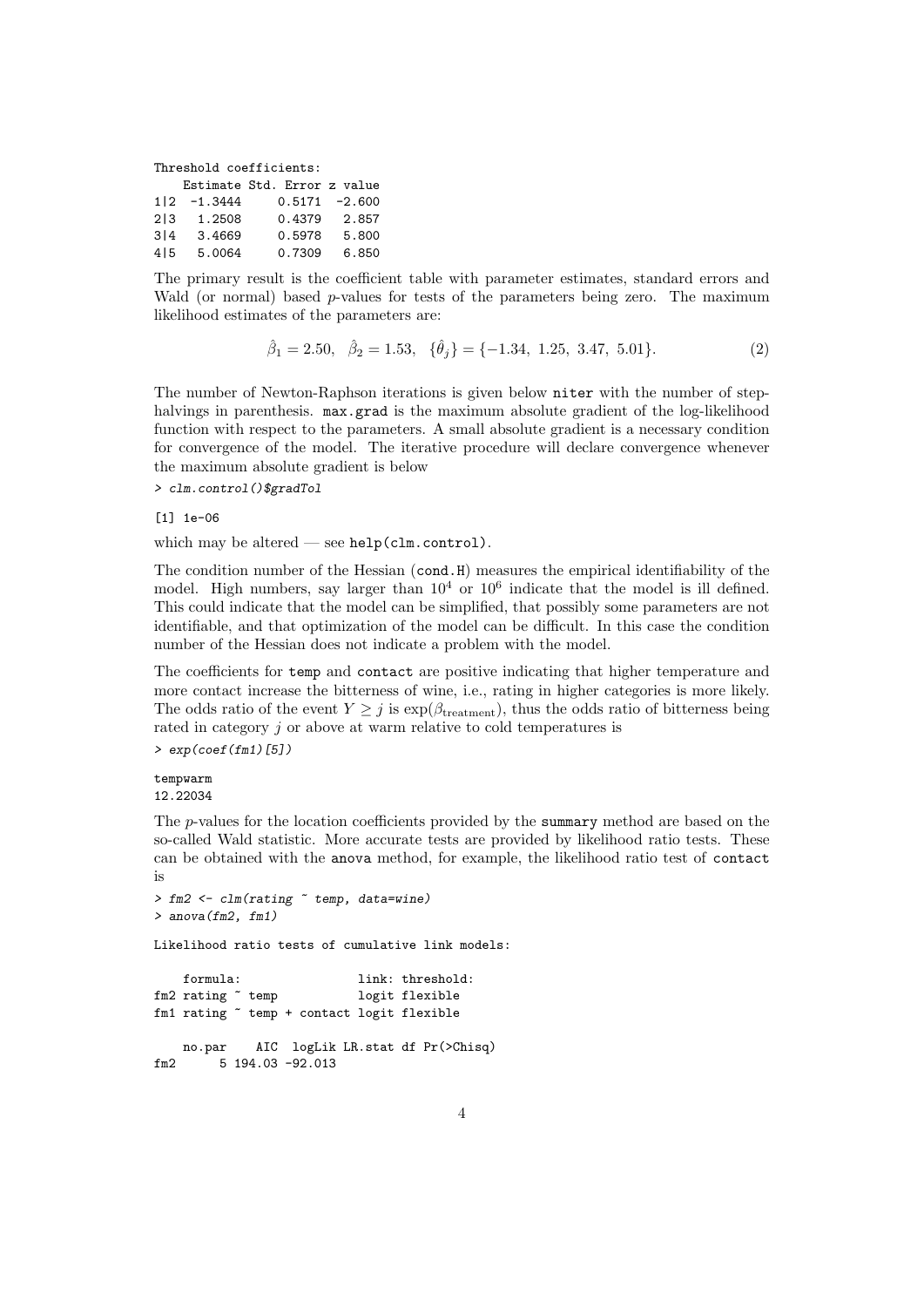```
Threshold coefficients:
    Estimate Std. Error z value
1|2  -1.3444     0.5171  -2.600
2|3   1.2508     0.4379   2.857
3|4   3.4669     0.5978   5.800
4|5   5.0064     0.7309   6.850
```

The primary result is the coefficient table with parameter estimates, standard errors and Wald (or normal) based $p$-values for tests of the parameters being zero. The maximum likelihood estimates of the parameters are:

$$\hat{\beta}_1 = 2.50, \quad \hat{\beta}_2 = 1.53, \quad \{\hat{\theta}_j\} = \{-1.34,\ 1.25,\ 3.47,\ 5.01\}. \tag{2}$$

The number of Newton-Raphson iterations is given below `niter` with the number of step-halvings in parenthesis. `max.grad` is the maximum absolute gradient of the log-likelihood function with respect to the parameters. A small absolute gradient is a necessary condition for convergence of the model. The iterative procedure will declare convergence whenever the maximum absolute gradient is below

```
> clm.control()$gradTol

[1] 1e-06
```

which may be altered — see `help(clm.control)`.

The condition number of the Hessian (`cond.H`) measures the empirical identifiability of the model. High numbers, say larger than $10^4$ or $10^6$ indicate that the model is ill defined. This could indicate that the model can be simplified, that possibly some parameters are not identifiable, and that optimization of the model can be difficult. In this case the condition number of the Hessian does not indicate a problem with the model.

The coefficients for `temp` and `contact` are positive indicating that higher temperature and more contact increase the bitterness of wine, i.e., rating in higher categories is more likely. The odds ratio of the event $Y \geq j$ is $\exp(\beta_{\text{treatment}})$, thus the odds ratio of bitterness being rated in category $j$ or above at warm relative to cold temperatures is

```
> exp(coef(fm1)[5])

tempwarm
12.22034
```

The $p$-values for the location coefficients provided by the `summary` method are based on the so-called Wald statistic. More accurate tests are provided by likelihood ratio tests. These can be obtained with the `anova` method, for example, the likelihood ratio test of `contact` is

```
> fm2 <- clm(rating ~ temp, data=wine)
> anova(fm2, fm1)

Likelihood ratio tests of cumulative link models:

    formula:                link: threshold:
fm2 rating ~ temp           logit flexible
fm1 rating ~ temp + contact logit flexible

    no.par    AIC  logLik LR.stat df Pr(>Chisq)
fm2      5 194.03 -92.013
```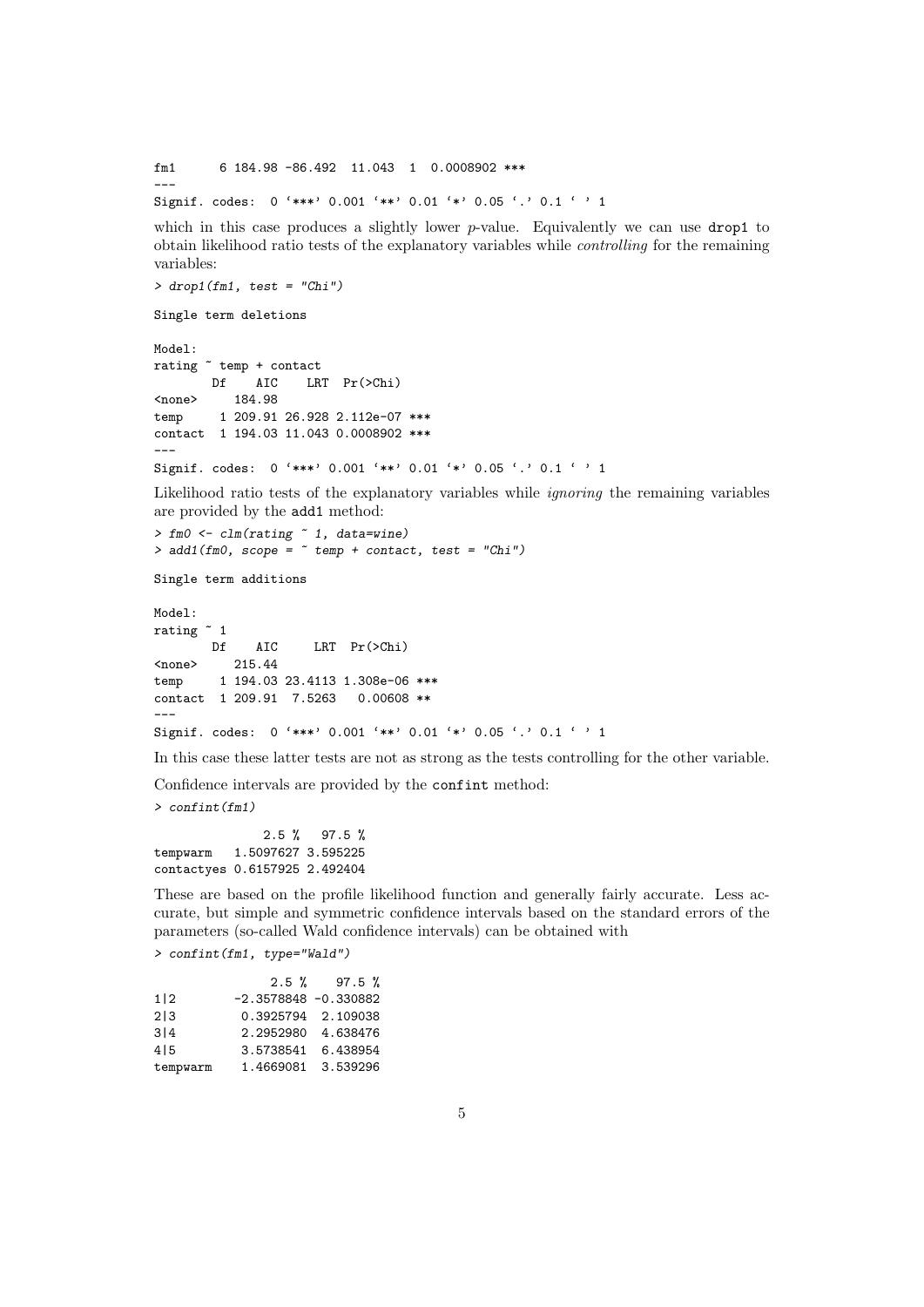```
fm1      6 184.98 -86.492  11.043  1  0.0008902 ***
---
Signif. codes:  0 ‘***’ 0.001 ‘**’ 0.01 ‘*’ 0.05 ‘.’ 0.1 ‘ ’ 1
```

which in this case produces a slightly lower $p$-value. Equivalently we can use `drop1` to obtain likelihood ratio tests of the explanatory variables while *controlling* for the remaining variables:

```
> drop1(fm1, test = "Chi")

Single term deletions

Model:
rating ~ temp + contact
       Df    AIC    LRT  Pr(>Chi)
<none>     184.98
temp     1 209.91 26.928 2.112e-07 ***
contact  1 194.03 11.043 0.0008902 ***
---
Signif. codes:  0 ‘***’ 0.001 ‘**’ 0.01 ‘*’ 0.05 ‘.’ 0.1 ‘ ’ 1
```

Likelihood ratio tests of the explanatory variables while *ignoring* the remaining variables are provided by the `add1` method:

```
> fm0 <- clm(rating ~ 1, data=wine)
> add1(fm0, scope = ~ temp + contact, test = "Chi")

Single term additions

Model:
rating ~ 1
       Df    AIC     LRT  Pr(>Chi)
<none>     215.44
temp     1 194.03 23.4113 1.308e-06 ***
contact  1 209.91  7.5263   0.00608 **
---
Signif. codes:  0 ‘***’ 0.001 ‘**’ 0.01 ‘*’ 0.05 ‘.’ 0.1 ‘ ’ 1
```

In this case these latter tests are not as strong as the tests controlling for the other variable.

Confidence intervals are provided by the `confint` method:

```
> confint(fm1)

              2.5 %   97.5 %
tempwarm   1.5097627 3.595225
contactyes 0.6157925 2.492404
```

These are based on the profile likelihood function and generally fairly accurate. Less accurate, but simple and symmetric confidence intervals based on the standard errors of the parameters (so-called Wald confidence intervals) can be obtained with

```
> confint(fm1, type="Wald")

                2.5 %    97.5 %
1|2        -2.3578848 -0.330882
2|3         0.3925794  2.109038
3|4         2.2952980  4.638476
4|5         3.5738541  6.438954
tempwarm    1.4669081  3.539296
```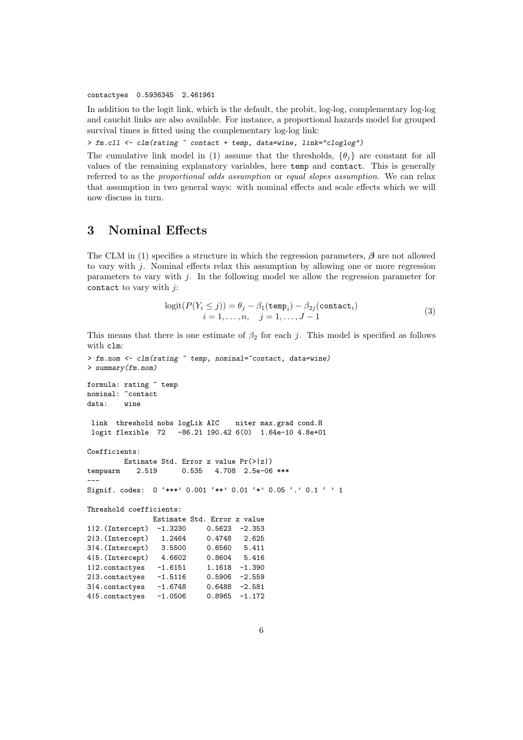```
contactyes  0.5936345  2.461961
```

In addition to the logit link, which is the default, the probit, log-log, complementary log-log and cauchit links are also available. For instance, a proportional hazards model for grouped survival times is fitted using the complementary log-log link:

```
> fm.cll <- clm(rating ~ contact + temp, data=wine, link="cloglog")
```

The cumulative link model in (1) assume that the thresholds, $\{\theta_j\}$ are constant for all values of the remaining explanatory variables, here `temp` and `contact`. This is generally referred to as the *proportional odds assumption* or *equal slopes assumption*. We can relax that assumption in two general ways: with nominal effects and scale effects which we will now discuss in turn.

# 3 Nominal Effects

The CLM in (1) specifies a structure in which the regression parameters, $\boldsymbol{\beta}$ are not allowed to vary with $j$. Nominal effects relax this assumption by allowing one or more regression parameters to vary with $j$. In the following model we allow the regression parameter for `contact` to vary with $j$:

$$
\begin{array}{c}
\text{logit}(P(Y_i \leq j)) = \theta_j - \beta_1(\texttt{temp}_i) - \beta_{2j}(\texttt{contact}_i) \\
i = 1, \ldots, n, \quad j = 1, \ldots, J-1
\end{array}
\tag{3}
$$

This means that there is one estimate of $\beta_2$ for each $j$. This model is specified as follows with `clm`:

```
> fm.nom <- clm(rating ~ temp, nominal=~contact, data=wine)
> summary(fm.nom)

formula: rating ~ temp
nominal: ~contact
data:    wine

 link  threshold nobs logLik AIC    niter max.grad cond.H 
 logit flexible  72   -86.21 190.42 6(0)  1.64e-10 4.8e+01

Coefficients:
         Estimate Std. Error z value Pr(>|z|)    
tempwarm    2.519      0.535   4.708  2.5e-06 ***
---
Signif. codes:  0 '***' 0.001 '**' 0.01 '*' 0.05 '.' 0.1 ' ' 1

Threshold coefficients:
                Estimate Std. Error z value
1|2.(Intercept)  -1.3230     0.5623  -2.353
2|3.(Intercept)   1.2464     0.4748   2.625
3|4.(Intercept)   3.5500     0.6560   5.411
4|5.(Intercept)   4.6602     0.8604   5.416
1|2.contactyes   -1.6151     1.1618  -1.390
2|3.contactyes   -1.5116     0.5906  -2.559
3|4.contactyes   -1.6748     0.6488  -2.581
4|5.contactyes   -1.0506     0.8965  -1.172
```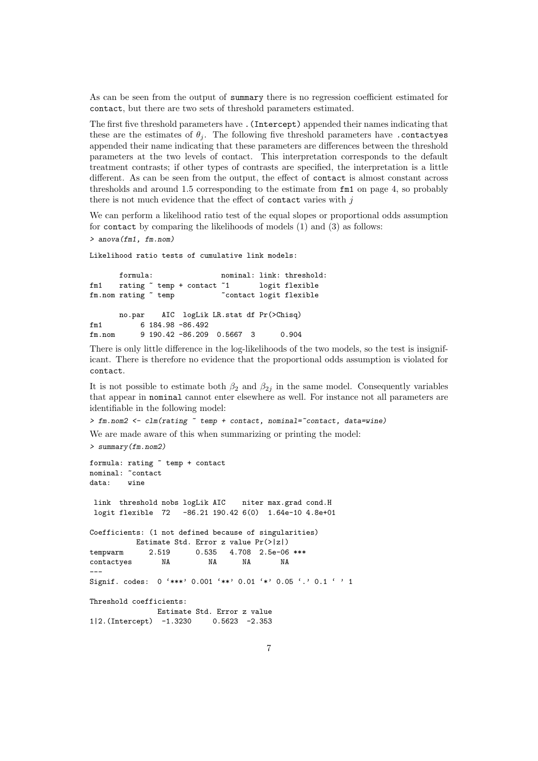As can be seen from the output of `summary` there is no regression coefficient estimated for `contact`, but there are two sets of threshold parameters estimated.

The first five threshold parameters have `.(Intercept)` appended their names indicating that these are the estimates of $\theta_j$. The following five threshold parameters have `.contactyes` appended their name indicating that these parameters are differences between the threshold parameters at the two levels of contact. This interpretation corresponds to the default treatment contrasts; if other types of contrasts are specified, the interpretation is a little different. As can be seen from the output, the effect of `contact` is almost constant across thresholds and around 1.5 corresponding to the estimate from `fm1` on page 4, so probably there is not much evidence that the effect of `contact` varies with $j$

We can perform a likelihood ratio test of the equal slopes or proportional odds assumption for `contact` by comparing the likelihoods of models (1) and (3) as follows:

```
> anova(fm1, fm.nom)

Likelihood ratio tests of cumulative link models:

       formula:                nominal: link: threshold:
fm1    rating ~ temp + contact ~1       logit flexible
fm.nom rating ~ temp           ~contact logit flexible

       no.par    AIC  logLik LR.stat df Pr(>Chisq)
fm1         6 184.98 -86.492
fm.nom      9 190.42 -86.209  0.5667  3      0.904
```

There is only little difference in the log-likelihoods of the two models, so the test is insignificant. There is therefore no evidence that the proportional odds assumption is violated for `contact`.

It is not possible to estimate both $\beta_2$ and $\beta_{2j}$ in the same model. Consequently variables that appear in `nominal` cannot enter elsewhere as well. For instance not all parameters are identifiable in the following model:

```
> fm.nom2 <- clm(rating ~ temp + contact, nominal=~contact, data=wine)
```

We are made aware of this when summarizing or printing the model:

```
> summary(fm.nom2)

formula: rating ~ temp + contact
nominal: ~contact
data:    wine

 link  threshold nobs logLik AIC    niter max.grad cond.H
 logit flexible  72   -86.21 190.42 6(0)  1.64e-10 4.8e+01

Coefficients: (1 not defined because of singularities)
           Estimate Std. Error z value Pr(>|z|)
tempwarm      2.519      0.535   4.708  2.5e-06 ***
contactyes       NA         NA      NA       NA
---
Signif. codes:  0 '***' 0.001 '**' 0.01 '*' 0.05 '.' 0.1 ' ' 1

Threshold coefficients:
               Estimate Std. Error z value
1|2.(Intercept)  -1.3230     0.5623  -2.353
```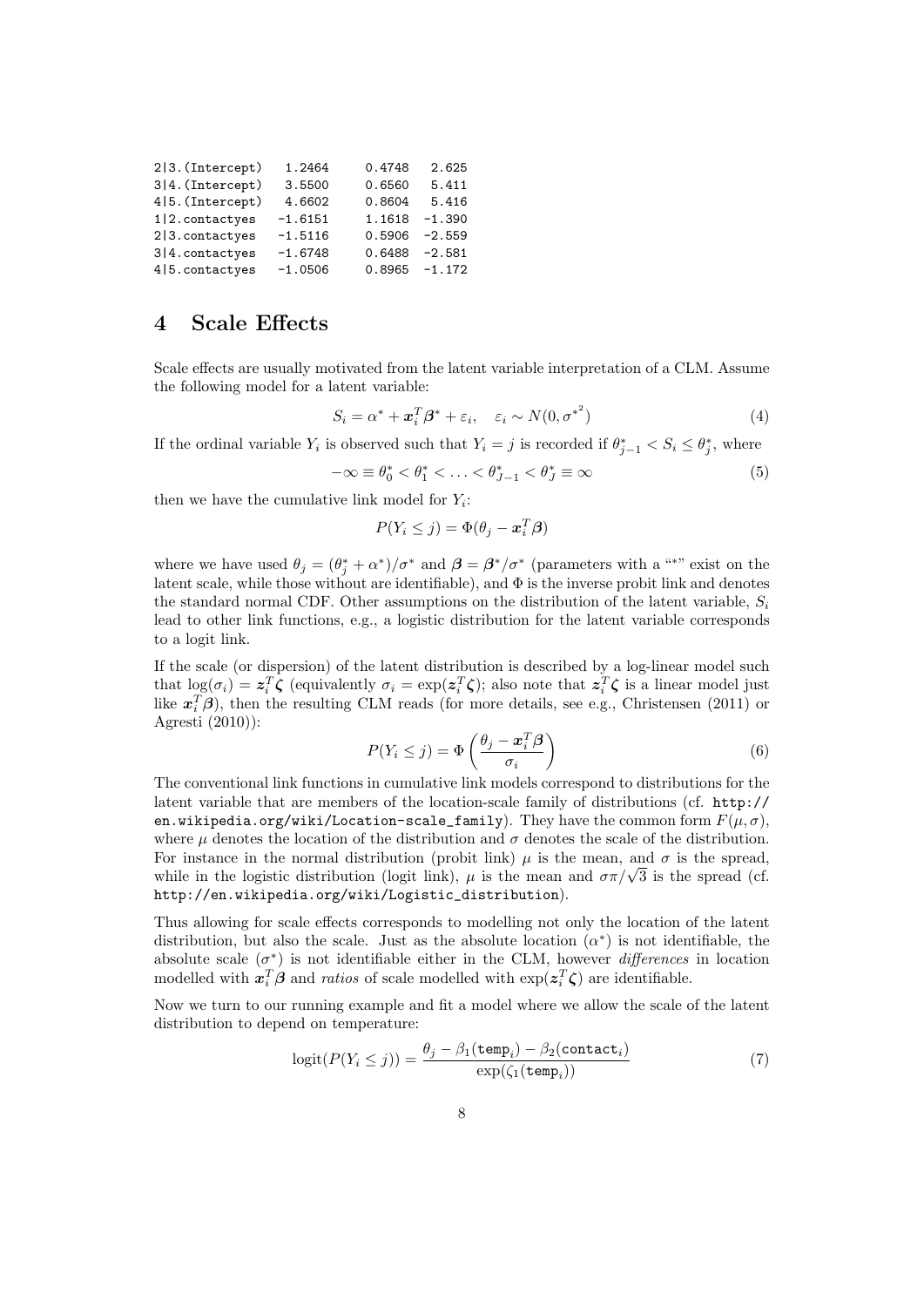```
2|3.(Intercept)   1.2464     0.4748   2.625
3|4.(Intercept)   3.5500     0.6560   5.411
4|5.(Intercept)   4.6602     0.8604   5.416
1|2.contactyes   -1.6151     1.1618  -1.390
2|3.contactyes   -1.5116     0.5906  -2.559
3|4.contactyes   -1.6748     0.6488  -2.581
4|5.contactyes   -1.0506     0.8965  -1.172
```

# 4 Scale Effects

Scale effects are usually motivated from the latent variable interpretation of a CLM. Assume the following model for a latent variable:

$$S_i = \alpha^* + \boldsymbol{x}_i^T \boldsymbol{\beta}^* + \varepsilon_i, \quad \varepsilon_i \sim N(0, {\sigma^*}^2) \tag{4}$$

If the ordinal variable $Y_i$ is observed such that $Y_i = j$ is recorded if $\theta_{j-1}^* < S_i \leq \theta_j^*$, where

$$-\infty \equiv \theta_0^* < \theta_1^* < \ldots < \theta_{J-1}^* < \theta_J^* \equiv \infty \tag{5}$$

then we have the cumulative link model for $Y_i$:

$$P(Y_i \leq j) = \Phi(\theta_j - \boldsymbol{x}_i^T \boldsymbol{\beta})$$

where we have used $\theta_j = (\theta_j^* + \alpha^*)/\sigma^*$ and $\boldsymbol{\beta} = \boldsymbol{\beta}^*/\sigma^*$ (parameters with a "*" exist on the latent scale, while those without are identifiable), and $\Phi$ is the inverse probit link and denotes the standard normal CDF. Other assumptions on the distribution of the latent variable, $S_i$ lead to other link functions, e.g., a logistic distribution for the latent variable corresponds to a logit link.

If the scale (or dispersion) of the latent distribution is described by a log-linear model such that $\log(\sigma_i) = \boldsymbol{z}_i^T \boldsymbol{\zeta}$ (equivalently $\sigma_i = \exp(\boldsymbol{z}_i^T \boldsymbol{\zeta})$; also note that $\boldsymbol{z}_i^T \boldsymbol{\zeta}$ is a linear model just like $\boldsymbol{x}_i^T \boldsymbol{\beta}$), then the resulting CLM reads (for more details, see e.g., Christensen (2011) or Agresti (2010)):

$$P(Y_i \leq j) = \Phi\left(\frac{\theta_j - \boldsymbol{x}_i^T \boldsymbol{\beta}}{\sigma_i}\right) \tag{6}$$

The conventional link functions in cumulative link models correspond to distributions for the latent variable that are members of the location-scale family of distributions (cf. `http://en.wikipedia.org/wiki/Location-scale_family`). They have the common form $F(\mu, \sigma)$, where $\mu$ denotes the location of the distribution and $\sigma$ denotes the scale of the distribution. For instance in the normal distribution (probit link) $\mu$ is the mean, and $\sigma$ is the spread, while in the logistic distribution (logit link), $\mu$ is the mean and $\sigma\pi/\sqrt{3}$ is the spread (cf. `http://en.wikipedia.org/wiki/Logistic_distribution`).

Thus allowing for scale effects corresponds to modelling not only the location of the latent distribution, but also the scale. Just as the absolute location ($\alpha^*$) is not identifiable, the absolute scale ($\sigma^*$) is not identifiable either in the CLM, however *differences* in location modelled with $\boldsymbol{x}_i^T \boldsymbol{\beta}$ and *ratios* of scale modelled with $\exp(\boldsymbol{z}_i^T \boldsymbol{\zeta})$ are identifiable.

Now we turn to our running example and fit a model where we allow the scale of the latent distribution to depend on temperature:

$$\text{logit}(P(Y_i \leq j)) = \frac{\theta_j - \beta_1(\texttt{temp}_i) - \beta_2(\texttt{contact}_i)}{\exp(\zeta_1(\texttt{temp}_i))} \tag{7}$$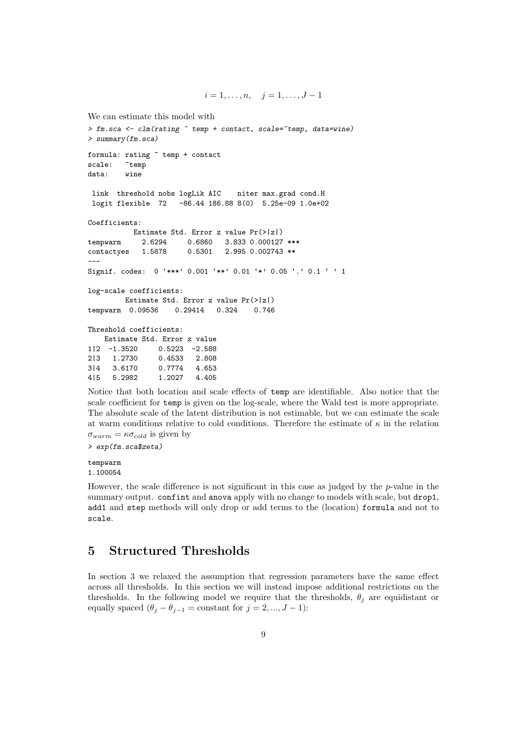$$i = 1, \ldots, n, \quad j = 1, \ldots, J - 1$$

We can estimate this model with

```
> fm.sca <- clm(rating ~ temp + contact, scale=~temp, data=wine)
> summary(fm.sca)

formula: rating ~ temp + contact
scale:   ~temp
data:    wine

 link  threshold nobs logLik AIC    niter max.grad cond.H
 logit flexible  72   -86.44 186.88 8(0)  5.25e-09 1.0e+02

Coefficients:
           Estimate Std. Error z value Pr(>|z|)
tempwarm     2.6294     0.6860   3.833 0.000127 ***
contactyes   1.5878     0.5301   2.995 0.002743 **
---
Signif. codes:  0 '***' 0.001 '**' 0.01 '*' 0.05 '.' 0.1 ' ' 1

log-scale coefficients:
         Estimate Std. Error z value Pr(>|z|)
tempwarm  0.09536    0.29414   0.324    0.746

Threshold coefficients:
    Estimate Std. Error z value
1|2  -1.3520     0.5223  -2.588
2|3   1.2730     0.4533   2.808
3|4   3.6170     0.7774   4.653
4|5   5.2982     1.2027   4.405
```

Notice that both location and scale effects of `temp` are identifiable. Also notice that the scale coefficient for `temp` is given on the log-scale, where the Wald test is more appropriate. The absolute scale of the latent distribution is not estimable, but we can estimate the scale at warm conditions relative to cold conditions. Therefore the estimate of $\kappa$ in the relation $\sigma_{warm} = \kappa\sigma_{cold}$ is given by

```
> exp(fm.sca$zeta)

tempwarm
1.100054
```

However, the scale difference is not significant in this case as judged by the $p$-value in the summary output. `confint` and `anova` apply with no change to models with scale, but `drop1`, `add1` and `step` methods will only drop or add terms to the (location) `formula` and not to `scale`.

## 5 Structured Thresholds

In section 3 we relaxed the assumption that regression parameters have the same effect across all thresholds. In this section we will instead impose additional restrictions on the thresholds. In the following model we require that the thresholds, $\theta_j$ are equidistant or equally spaced ($\theta_j - \theta_{j-1} = \text{constant}$ for $j = 2, ..., J - 1$):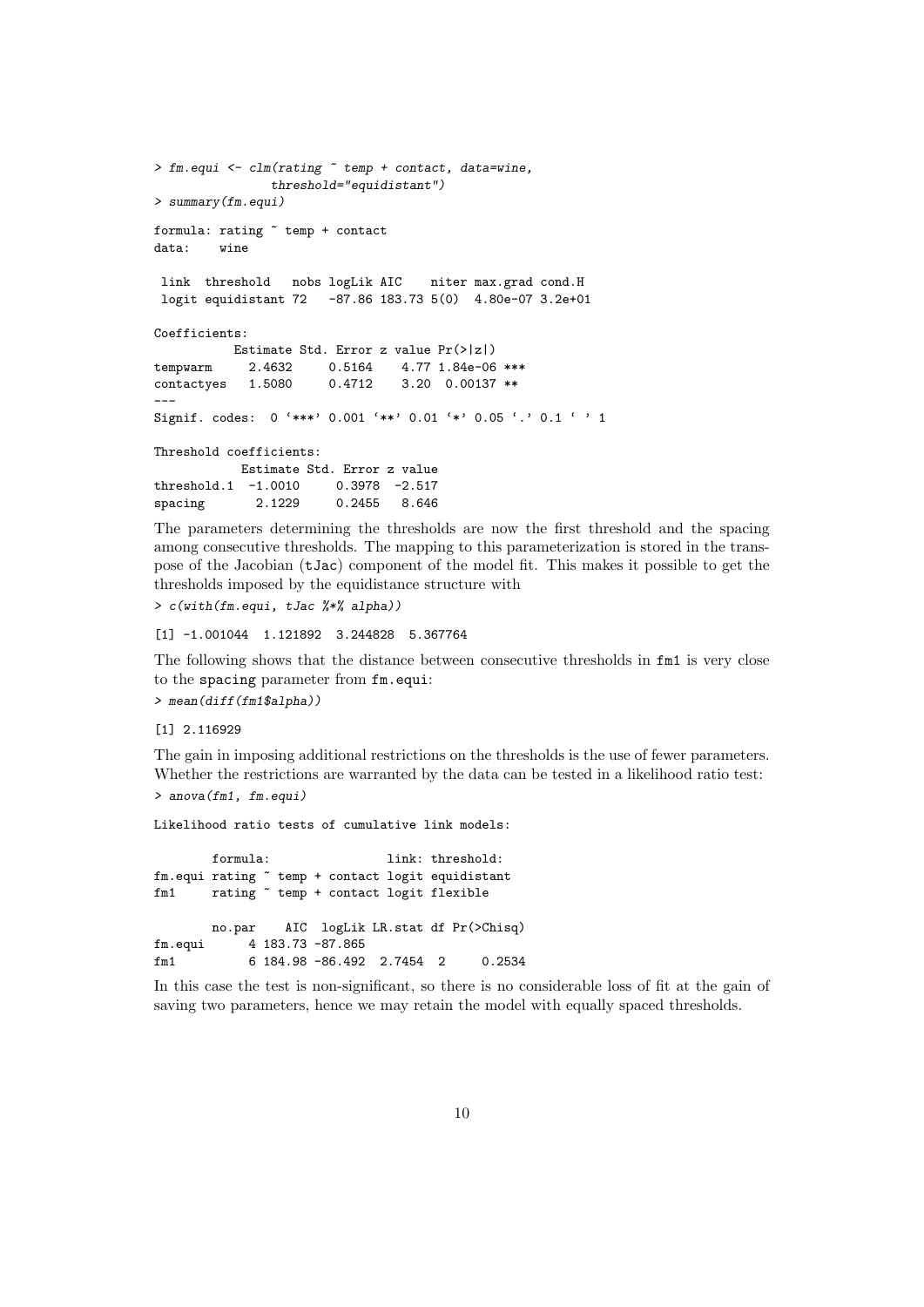```
> fm.equi <- clm(rating ~ temp + contact, data=wine,
                 threshold="equidistant")
> summary(fm.equi)

formula: rating ~ temp + contact
data:    wine

 link  threshold   nobs logLik AIC    niter max.grad cond.H
 logit equidistant 72   -87.86 183.73 5(0)  4.80e-07 3.2e+01

Coefficients:
          Estimate Std. Error z value Pr(>|z|)
tempwarm     2.4632     0.5164    4.77 1.84e-06 ***
contactyes   1.5080     0.4712    3.20  0.00137 **
---
Signif. codes:  0 '***' 0.001 '**' 0.01 '*' 0.05 '.' 0.1 ' ' 1

Threshold coefficients:
            Estimate Std. Error z value
threshold.1  -1.0010     0.3978  -2.517
spacing       2.1229     0.2455   8.646
```

The parameters determining the thresholds are now the first threshold and the spacing among consecutive thresholds. The mapping to this parameterization is stored in the transpose of the Jacobian (`tJac`) component of the model fit. This makes it possible to get the thresholds imposed by the equidistance structure with

```
> c(with(fm.equi, tJac %*% alpha))

[1] -1.001044  1.121892  3.244828  5.367764
```

The following shows that the distance between consecutive thresholds in `fm1` is very close to the `spacing` parameter from `fm.equi`:

```
> mean(diff(fm1$alpha))

[1] 2.116929
```

The gain in imposing additional restrictions on the thresholds is the use of fewer parameters. Whether the restrictions are warranted by the data can be tested in a likelihood ratio test:

```
> anova(fm1, fm.equi)

Likelihood ratio tests of cumulative link models:

        formula:                link: threshold:
fm.equi rating ~ temp + contact logit equidistant
fm1     rating ~ temp + contact logit flexible

        no.par    AIC  logLik LR.stat df Pr(>Chisq)
fm.equi      4 183.73 -87.865
fm1          6 184.98 -86.492  2.7454  2     0.2534
```

In this case the test is non-significant, so there is no considerable loss of fit at the gain of saving two parameters, hence we may retain the model with equally spaced thresholds.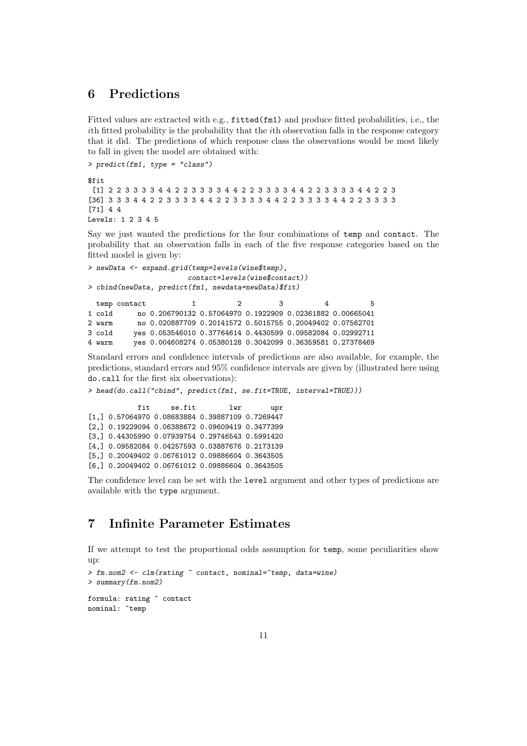## 6 Predictions

Fitted values are extracted with e.g., `fitted(fm1)` and produce fitted probabilities, i.e., the $i$th fitted probability is the probability that the $i$th observation falls in the response category that it did. The predictions of which response class the observations would be most likely to fall in given the model are obtained with:

```
> predict(fm1, type = "class")

$fit
 [1] 2 2 3 3 3 3 4 4 2 2 3 3 3 3 4 4 2 2 3 3 3 3 4 4 2 2 3 3 3 3 4 4 2 2 3
[36] 3 3 3 4 4 2 2 3 3 3 3 4 4 2 2 3 3 3 3 4 4 2 2 3 3 3 3 4 4 2 2 3 3 3 3
[71] 4 4
Levels: 1 2 3 4 5
```

Say we just wanted the predictions for the four combinations of `temp` and `contact`. The probability that an observation falls in each of the five response categories based on the fitted model is given by:

```
> newData <- expand.grid(temp=levels(wine$temp),
                         contact=levels(wine$contact))
> cbind(newData, predict(fm1, newdata=newData)$fit)

  temp contact           1          2         3          4          5
1 cold      no 0.206790132 0.57064970 0.1922909 0.02361882 0.00665041
2 warm      no 0.020887709 0.20141572 0.5015755 0.20049402 0.07562701
3 cold     yes 0.053546010 0.37764614 0.4430599 0.09582084 0.02992711
4 warm     yes 0.004608274 0.05380128 0.3042099 0.36359581 0.27378469
```

Standard errors and confidence intervals of predictions are also available, for example, the predictions, standard errors and 95% confidence intervals are given by (illustrated here using `do.call` for the first six observations):

```
> head(do.call("cbind", predict(fm1, se.fit=TRUE, interval=TRUE)))

            fit     se.fit        lwr       upr
[1,] 0.57064970 0.08683884 0.39887109 0.7269447
[2,] 0.19229094 0.06388672 0.09609419 0.3477399
[3,] 0.44305990 0.07939754 0.29746543 0.5991420
[4,] 0.09582084 0.04257593 0.03887676 0.2173139
[5,] 0.20049402 0.06761012 0.09886604 0.3643505
[6,] 0.20049402 0.06761012 0.09886604 0.3643505
```

The confidence level can be set with the `level` argument and other types of predictions are available with the `type` argument.

## 7 Infinite Parameter Estimates

If we attempt to test the proportional odds assumption for `temp`, some peculiarities show up:

```
> fm.nom2 <- clm(rating ~ contact, nominal=~temp, data=wine)
> summary(fm.nom2)

formula: rating ~ contact
nominal: ~temp
```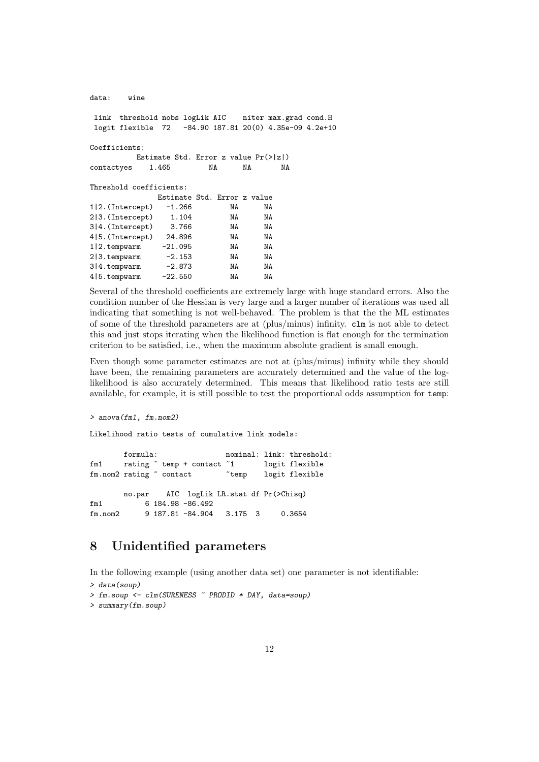```
data:    wine

 link  threshold nobs logLik AIC    niter max.grad cond.H
 logit flexible  72   -84.90 187.81 20(0) 4.35e-09 4.2e+10

Coefficients:
           Estimate Std. Error z value Pr(>|z|)
contactyes    1.465         NA      NA       NA

Threshold coefficients:
                Estimate Std. Error z value
1|2.(Intercept)   -1.266         NA      NA
2|3.(Intercept)    1.104         NA      NA
3|4.(Intercept)    3.766         NA      NA
4|5.(Intercept)   24.896         NA      NA
1|2.tempwarm     -21.095         NA      NA
2|3.tempwarm      -2.153         NA      NA
3|4.tempwarm      -2.873         NA      NA
4|5.tempwarm     -22.550         NA      NA
```

Several of the threshold coefficients are extremely large with huge standard errors. Also the condition number of the Hessian is very large and a larger number of iterations was used all indicating that something is not well-behaved. The problem is that the the ML estimates of some of the threshold parameters are at (plus/minus) infinity. `clm` is not able to detect this and just stops iterating when the likelihood function is flat enough for the termination criterion to be satisfied, i.e., when the maximum absolute gradient is small enough.

Even though some parameter estimates are not at (plus/minus) infinity while they should have been, the remaining parameters are accurately determined and the value of the log-likelihood is also accurately determined. This means that likelihood ratio tests are still available, for example, it is still possible to test the proportional odds assumption for `temp`:

```
> anova(fm1, fm.nom2)

Likelihood ratio tests of cumulative link models:

        formula:                nominal: link: threshold:
fm1     rating ~ temp + contact ~1       logit flexible
fm.nom2 rating ~ contact        ~temp    logit flexible

        no.par    AIC  logLik LR.stat df Pr(>Chisq)
fm1          6 184.98 -86.492
fm.nom2      9 187.81 -84.904   3.175  3     0.3654
```

## 8 Unidentified parameters

In the following example (using another data set) one parameter is not identifiable:

```
> data(soup)
> fm.soup <- clm(SURENESS ~ PRODID * DAY, data=soup)
> summary(fm.soup)
```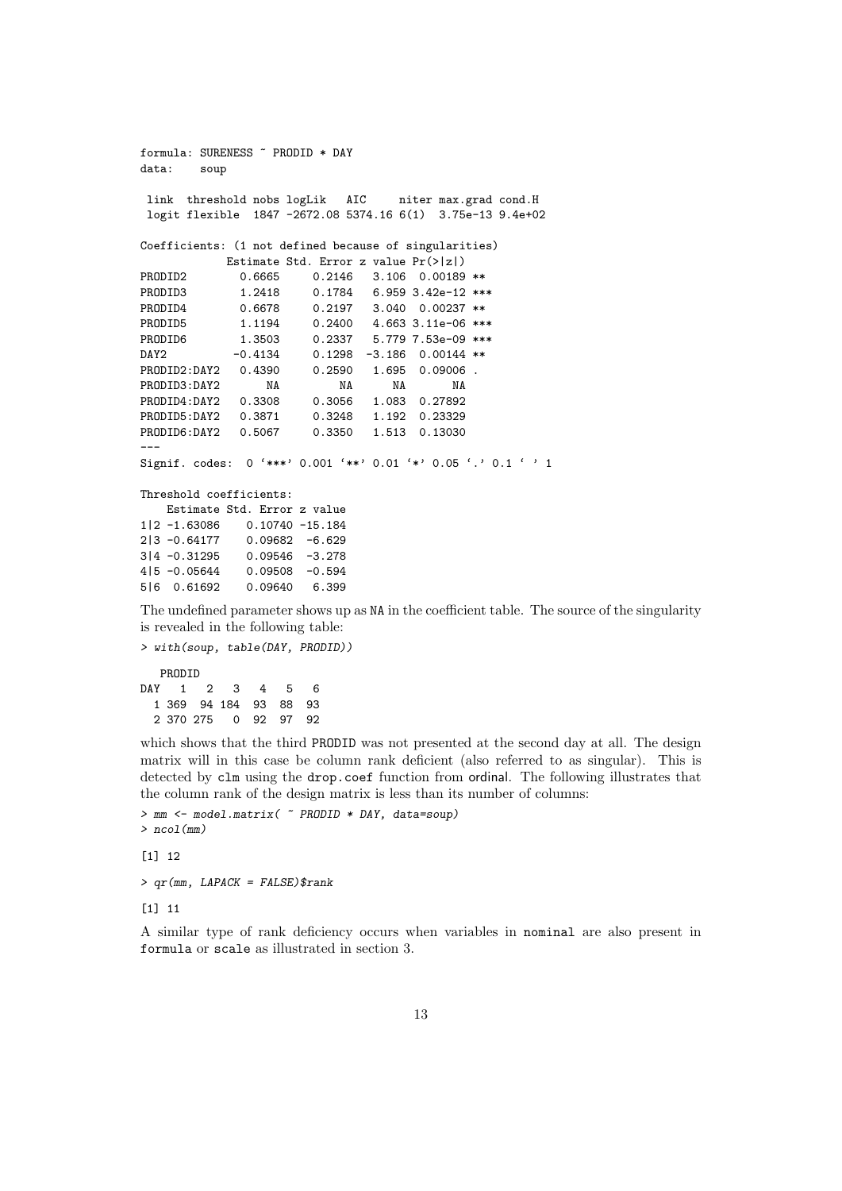```
formula: SURENESS ~ PRODID * DAY
data:    soup

 link  threshold nobs logLik   AIC     niter max.grad cond.H
 logit flexible  1847 -2672.08 5374.16 6(1)  3.75e-13 9.4e+02

Coefficients: (1 not defined because of singularities)
            Estimate Std. Error z value Pr(>|z|)
PRODID2       0.6665     0.2146   3.106  0.00189 **
PRODID3       1.2418     0.1784   6.959 3.42e-12 ***
PRODID4       0.6678     0.2197   3.040  0.00237 **
PRODID5       1.1194     0.2400   4.663 3.11e-06 ***
PRODID6       1.3503     0.2337   5.779 7.53e-09 ***
DAY2         -0.4134     0.1298  -3.186  0.00144 **
PRODID2:DAY2  0.4390     0.2590   1.695  0.09006 .
PRODID3:DAY2      NA         NA      NA       NA
PRODID4:DAY2  0.3308     0.3056   1.083  0.27892
PRODID5:DAY2  0.3871     0.3248   1.192  0.23329
PRODID6:DAY2  0.5067     0.3350   1.513  0.13030
---
Signif. codes:  0 '***' 0.001 '**' 0.01 '*' 0.05 '.' 0.1 ' ' 1

Threshold coefficients:
    Estimate Std. Error z value
1|2 -1.63086    0.10740 -15.184
2|3 -0.64177    0.09682  -6.629
3|4 -0.31295    0.09546  -3.278
4|5 -0.05644    0.09508  -0.594
5|6  0.61692    0.09640   6.399
```

The undefined parameter shows up as NA in the coefficient table. The source of the singularity is revealed in the following table:

```
> with(soup, table(DAY, PRODID))

   PRODID
DAY   1   2   3   4   5   6
  1 369  94 184  93  88  93
  2 370 275   0  92  97  92
```

which shows that the third PRODID was not presented at the second day at all. The design matrix will in this case be column rank deficient (also referred to as singular). This is detected by clm using the drop.coef function from ordinal. The following illustrates that the column rank of the design matrix is less than its number of columns:

```
> mm <- model.matrix( ~ PRODID * DAY, data=soup)
> ncol(mm)

[1] 12

> qr(mm, LAPACK = FALSE)$rank

[1] 11
```

A similar type of rank deficiency occurs when variables in nominal are also present in formula or scale as illustrated in section 3.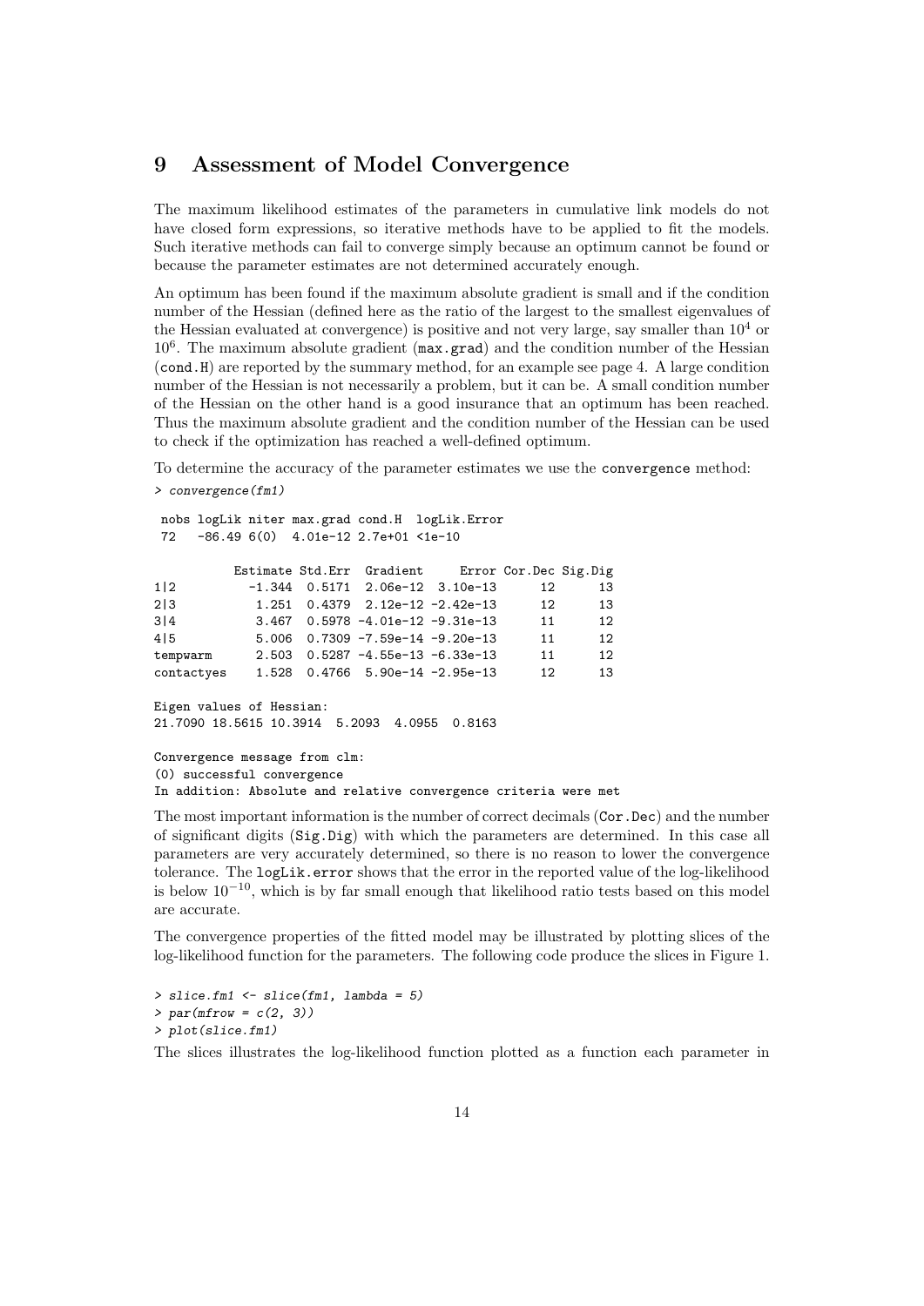# 9 Assessment of Model Convergence

The maximum likelihood estimates of the parameters in cumulative link models do not have closed form expressions, so iterative methods have to be applied to fit the models. Such iterative methods can fail to converge simply because an optimum cannot be found or because the parameter estimates are not determined accurately enough.

An optimum has been found if the maximum absolute gradient is small and if the condition number of the Hessian (defined here as the ratio of the largest to the smallest eigenvalues of the Hessian evaluated at convergence) is positive and not very large, say smaller than $10^4$ or $10^6$. The maximum absolute gradient (`max.grad`) and the condition number of the Hessian (`cond.H`) are reported by the summary method, for an example see page 4. A large condition number of the Hessian is not necessarily a problem, but it can be. A small condition number of the Hessian on the other hand is a good insurance that an optimum has been reached. Thus the maximum absolute gradient and the condition number of the Hessian can be used to check if the optimization has reached a well-defined optimum.

To determine the accuracy of the parameter estimates we use the `convergence` method:

```
> convergence(fm1)

 nobs logLik niter max.grad cond.H  logLik.Error
 72   -86.49 6(0)  4.01e-12 2.7e+01 <1e-10

           Estimate Std.Err  Gradient     Error Cor.Dec Sig.Dig
1|2          -1.344  0.5171  2.06e-12  3.10e-13      12      13
2|3           1.251  0.4379  2.12e-12 -2.42e-13      12      13
3|4           3.467  0.5978 -4.01e-12 -9.31e-13      11      12
4|5           5.006  0.7309 -7.59e-14 -9.20e-13      11      12
tempwarm      2.503  0.5287 -4.55e-13 -6.33e-13      11      12
contactyes    1.528  0.4766  5.90e-14 -2.95e-13      12      13

Eigen values of Hessian:
21.7090 18.5615 10.3914  5.2093  4.0955  0.8163

Convergence message from clm:
(0) successful convergence
In addition: Absolute and relative convergence criteria were met
```

The most important information is the number of correct decimals (`Cor.Dec`) and the number of significant digits (`Sig.Dig`) with which the parameters are determined. In this case all parameters are very accurately determined, so there is no reason to lower the convergence tolerance. The `logLik.error` shows that the error in the reported value of the log-likelihood is below $10^{-10}$, which is by far small enough that likelihood ratio tests based on this model are accurate.

The convergence properties of the fitted model may be illustrated by plotting slices of the log-likelihood function for the parameters. The following code produce the slices in Figure 1.

```
> slice.fm1 <- slice(fm1, lambda = 5)
> par(mfrow = c(2, 3))
> plot(slice.fm1)
```

The slices illustrates the log-likelihood function plotted as a function each parameter in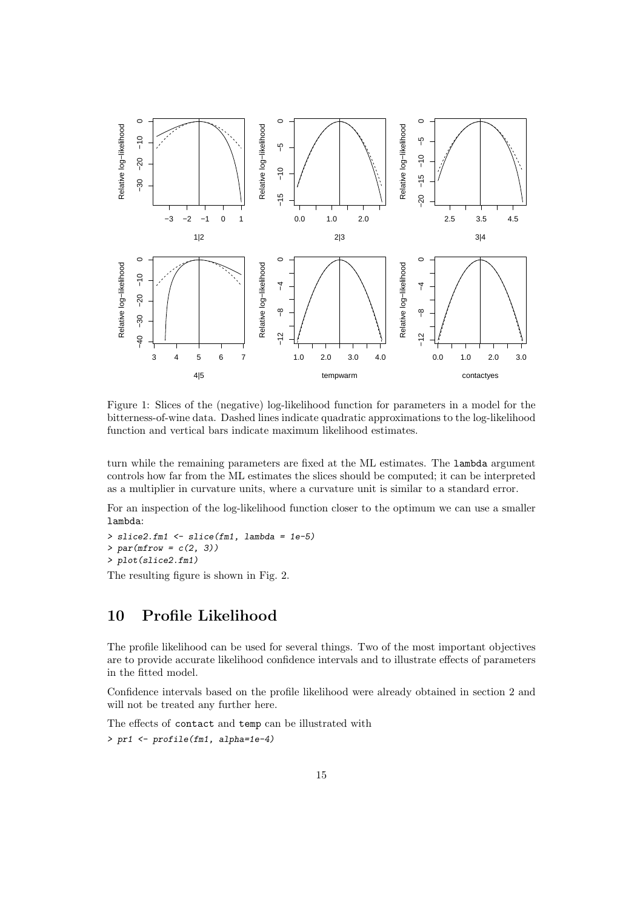Figure 1: Slices of the (negative) log-likelihood function for parameters in a model for the bitterness-of-wine data. Dashed lines indicate quadratic approximations to the log-likelihood function and vertical bars indicate maximum likelihood estimates.

turn while the remaining parameters are fixed at the ML estimates. The `lambda` argument controls how far from the ML estimates the slices should be computed; it can be interpreted as a multiplier in curvature units, where a curvature unit is similar to a standard error.

For an inspection of the log-likelihood function closer to the optimum we can use a smaller `lambda`:

```
> slice2.fm1 <- slice(fm1, lambda = 1e-5)
> par(mfrow = c(2, 3))
> plot(slice2.fm1)
```

The resulting figure is shown in Fig. 2.

# 10 Profile Likelihood

The profile likelihood can be used for several things. Two of the most important objectives are to provide accurate likelihood confidence intervals and to illustrate effects of parameters in the fitted model.

Confidence intervals based on the profile likelihood were already obtained in section 2 and will not be treated any further here.

The effects of `contact` and `temp` can be illustrated with

```
> pr1 <- profile(fm1, alpha=1e-4)
```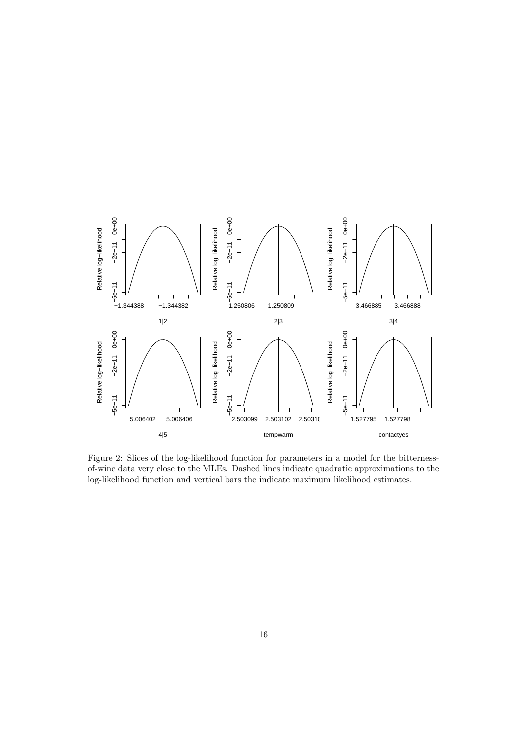Figure 2: Slices of the log-likelihood function for parameters in a model for the bitterness-of-wine data very close to the MLEs. Dashed lines indicate quadratic approximations to the log-likelihood function and vertical bars the indicate maximum likelihood estimates.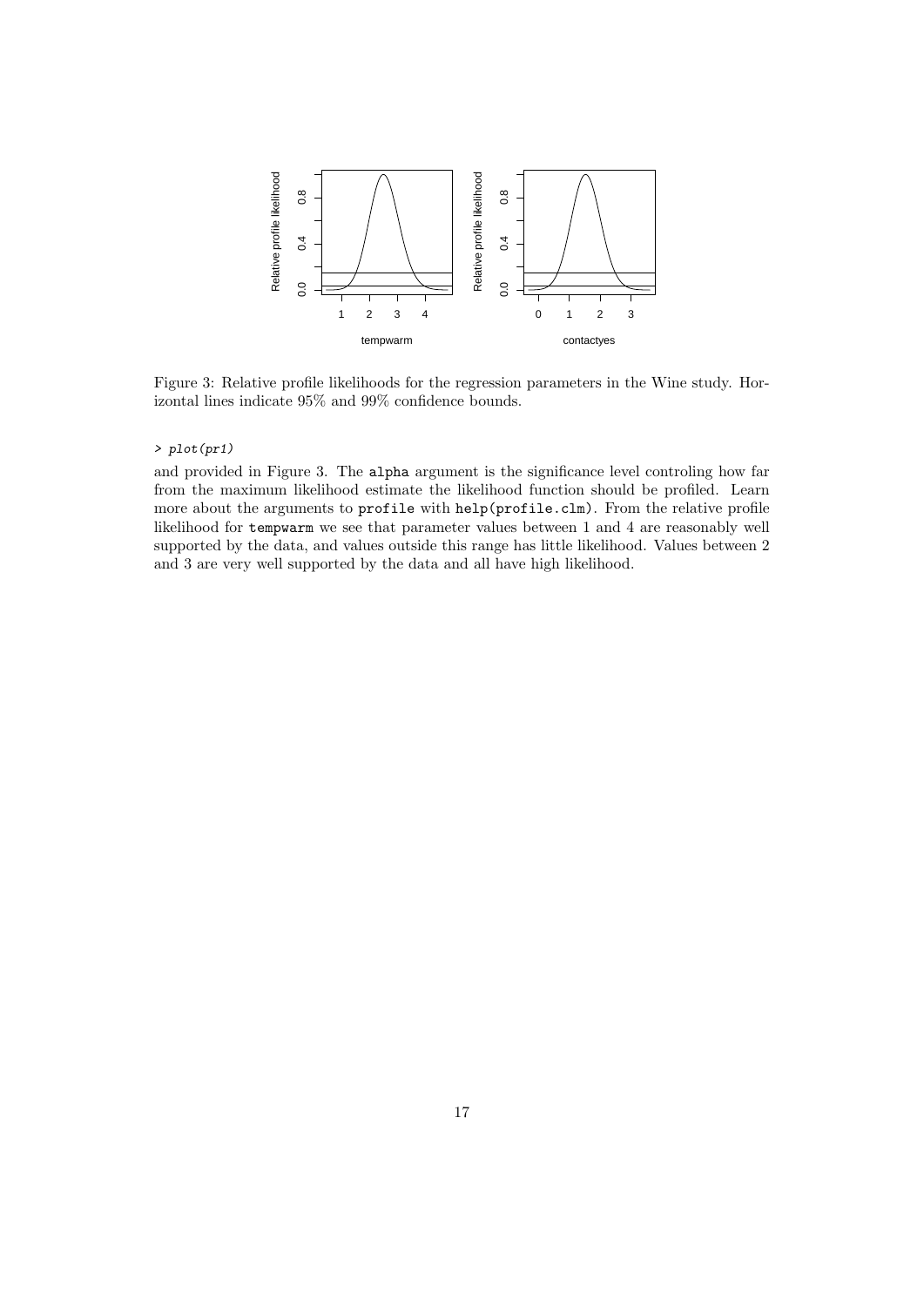Figure 3: Relative profile likelihoods for the regression parameters in the Wine study. Horizontal lines indicate 95% and 99% confidence bounds.

```
> plot(pr1)
```

and provided in Figure 3. The `alpha` argument is the significance level controling how far from the maximum likelihood estimate the likelihood function should be profiled. Learn more about the arguments to `profile` with `help(profile.clm)`. From the relative profile likelihood for `tempwarm` we see that parameter values between 1 and 4 are reasonably well supported by the data, and values outside this range has little likelihood. Values between 2 and 3 are very well supported by the data and all have high likelihood.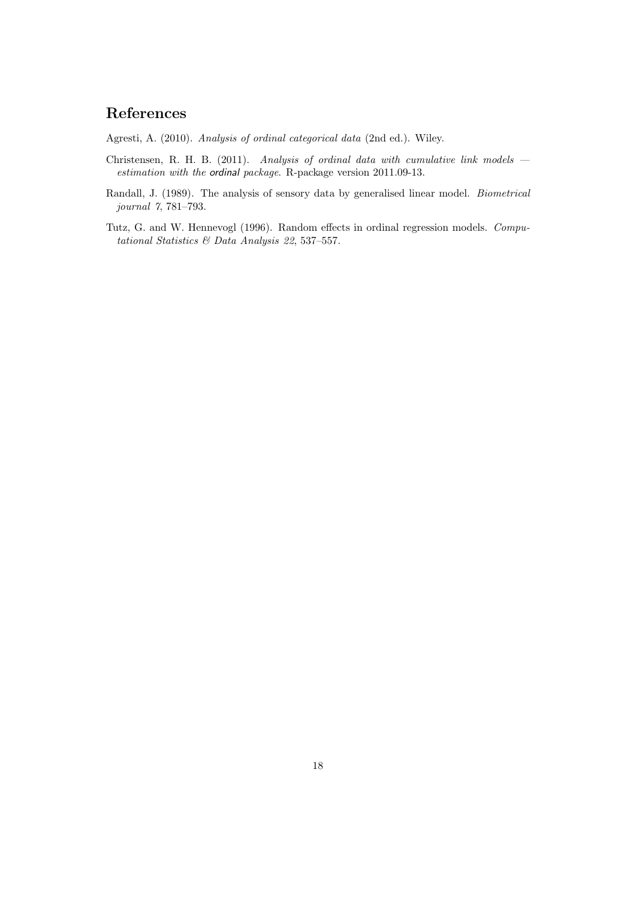## References

Agresti, A. (2010). *Analysis of ordinal categorical data* (2nd ed.). Wiley.

Christensen, R. H. B. (2011). *Analysis of ordinal data with cumulative link models — estimation with the ordinal package*. R-package version 2011.09-13.

Randall, J. (1989). The analysis of sensory data by generalised linear model. *Biometrical journal 7*, 781–793.

Tutz, G. and W. Hennevogl (1996). Random effects in ordinal regression models. *Computational Statistics & Data Analysis 22*, 537–557.